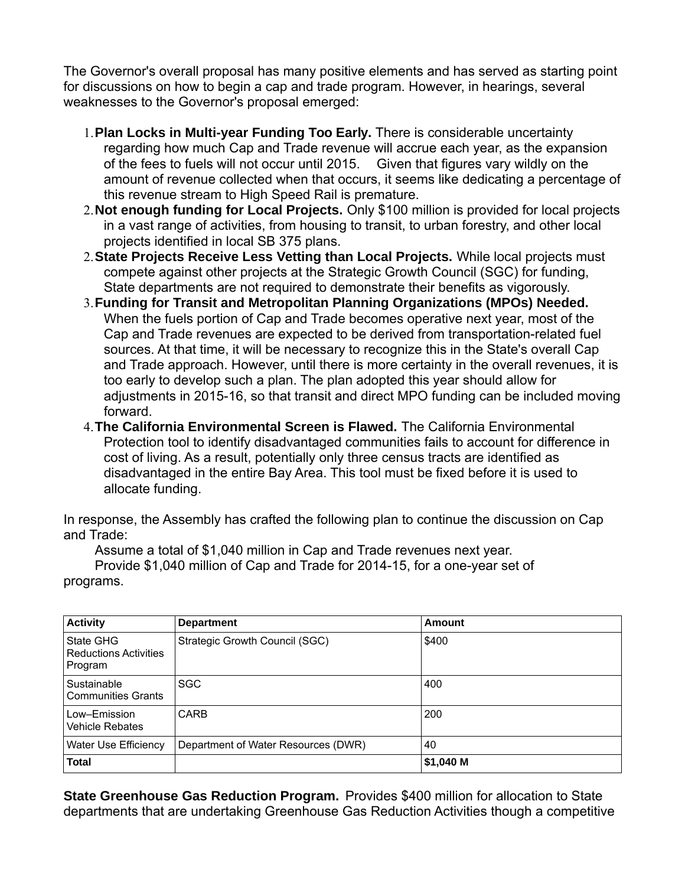The Governor's overall proposal has many positive elements and has served as starting point for discussions on how to begin a cap and trade program. However, in hearings, several weaknesses to the Governor's proposal emerged:

1. **Plan Locks in Multi-year Funding Too Early.** There is considerable uncertainty regarding how much Cap and Trade revenue will accrue each year, as the expansion of the fees to fuels will not occur until 2015.   Given that figures vary wildly on the amount of revenue collected when that occurs, it seems like dedicating a percentage of this revenue stream to High Speed Rail is premature.
2. **Not enough funding for Local Projects.** Only $100 million is provided for local projects in a vast range of activities, from housing to transit, to urban forestry, and other local projects identified in local SB 375 plans.
2. **State Projects Receive Less Vetting than Local Projects.** While local projects must compete against other projects at the Strategic Growth Council (SGC) for funding, State departments are not required to demonstrate their benefits as vigorously.
3. **Funding for Transit and Metropolitan Planning Organizations (MPOs) Needed.** When the fuels portion of Cap and Trade becomes operative next year, most of the Cap and Trade revenues are expected to be derived from transportation-related fuel sources. At that time, it will be necessary to recognize this in the State's overall Cap and Trade approach. However, until there is more certainty in the overall revenues, it is too early to develop such a plan. The plan adopted this year should allow for adjustments in 2015-16, so that transit and direct MPO funding can be included moving forward.
4. **The California Environmental Screen is Flawed.** The California Environmental Protection tool to identify disadvantaged communities fails to account for difference in cost of living. As a result, potentially only three census tracts are identified as disadvantaged in the entire Bay Area. This tool must be fixed before it is used to allocate funding.

In response, the Assembly has crafted the following plan to continue the discussion on Cap and Trade:

Assume a total of $1,040 million in Cap and Trade revenues next year.

Provide $1,040 million of Cap and Trade for 2014-15, for a one-year set of programs.

| Activity | Department | Amount |
|---|---|---|
| State GHG Reductions Activities Program | Strategic Growth Council (SGC) | $400 |
| Sustainable Communities Grants | SGC | 400 |
| Low–Emission Vehicle Rebates | CARB | 200 |
| Water Use Efficiency | Department of Water Resources (DWR) | 40 |
| **Total** | | **$1,040 M** |

**State Greenhouse Gas Reduction Program.** Provides $400 million for allocation to State departments that are undertaking Greenhouse Gas Reduction Activities though a competitive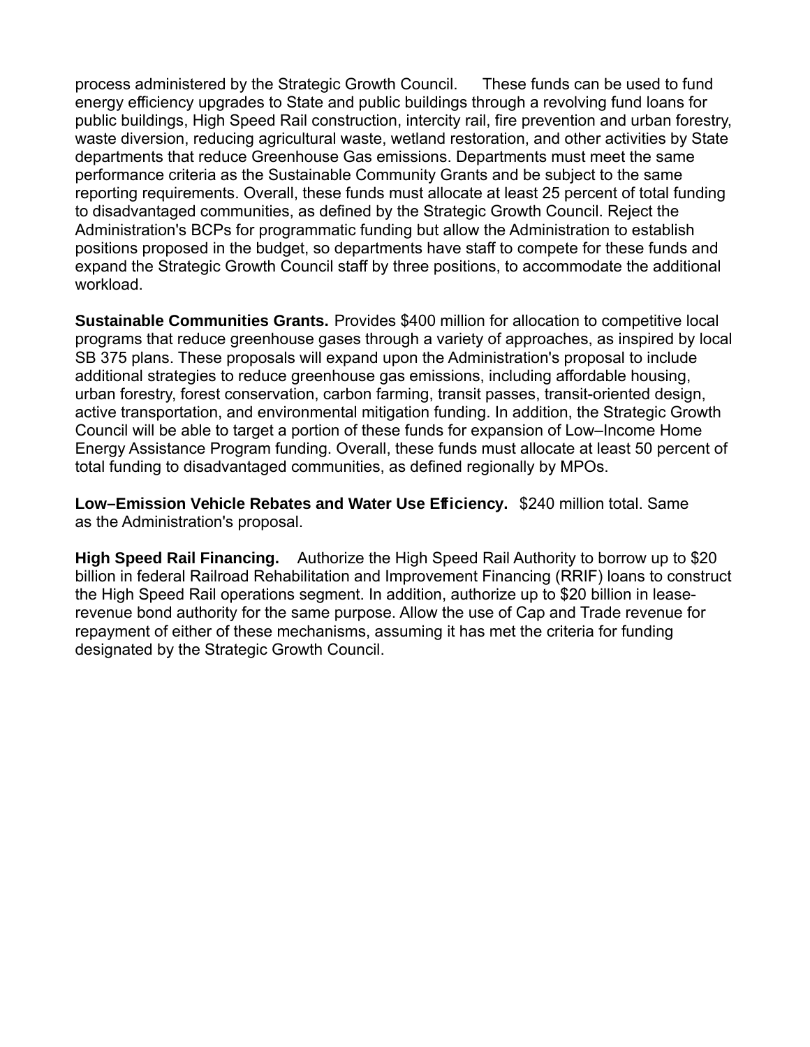process administered by the Strategic Growth Council. These funds can be used to fund energy efficiency upgrades to State and public buildings through a revolving fund loans for public buildings, High Speed Rail construction, intercity rail, fire prevention and urban forestry, waste diversion, reducing agricultural waste, wetland restoration, and other activities by State departments that reduce Greenhouse Gas emissions. Departments must meet the same performance criteria as the Sustainable Community Grants and be subject to the same reporting requirements. Overall, these funds must allocate at least 25 percent of total funding to disadvantaged communities, as defined by the Strategic Growth Council. Reject the Administration's BCPs for programmatic funding but allow the Administration to establish positions proposed in the budget, so departments have staff to compete for these funds and expand the Strategic Growth Council staff by three positions, to accommodate the additional workload.

**Sustainable Communities Grants.** Provides $400 million for allocation to competitive local programs that reduce greenhouse gases through a variety of approaches, as inspired by local SB 375 plans. These proposals will expand upon the Administration's proposal to include additional strategies to reduce greenhouse gas emissions, including affordable housing, urban forestry, forest conservation, carbon farming, transit passes, transit-oriented design, active transportation, and environmental mitigation funding. In addition, the Strategic Growth Council will be able to target a portion of these funds for expansion of Low–Income Home Energy Assistance Program funding. Overall, these funds must allocate at least 50 percent of total funding to disadvantaged communities, as defined regionally by MPOs.

**Low–Emission Vehicle Rebates and Water Use Efficiency.** $240 million total. Same as the Administration's proposal.

**High Speed Rail Financing.** Authorize the High Speed Rail Authority to borrow up to $20 billion in federal Railroad Rehabilitation and Improvement Financing (RRIF) loans to construct the High Speed Rail operations segment. In addition, authorize up to $20 billion in lease-revenue bond authority for the same purpose. Allow the use of Cap and Trade revenue for repayment of either of these mechanisms, assuming it has met the criteria for funding designated by the Strategic Growth Council.